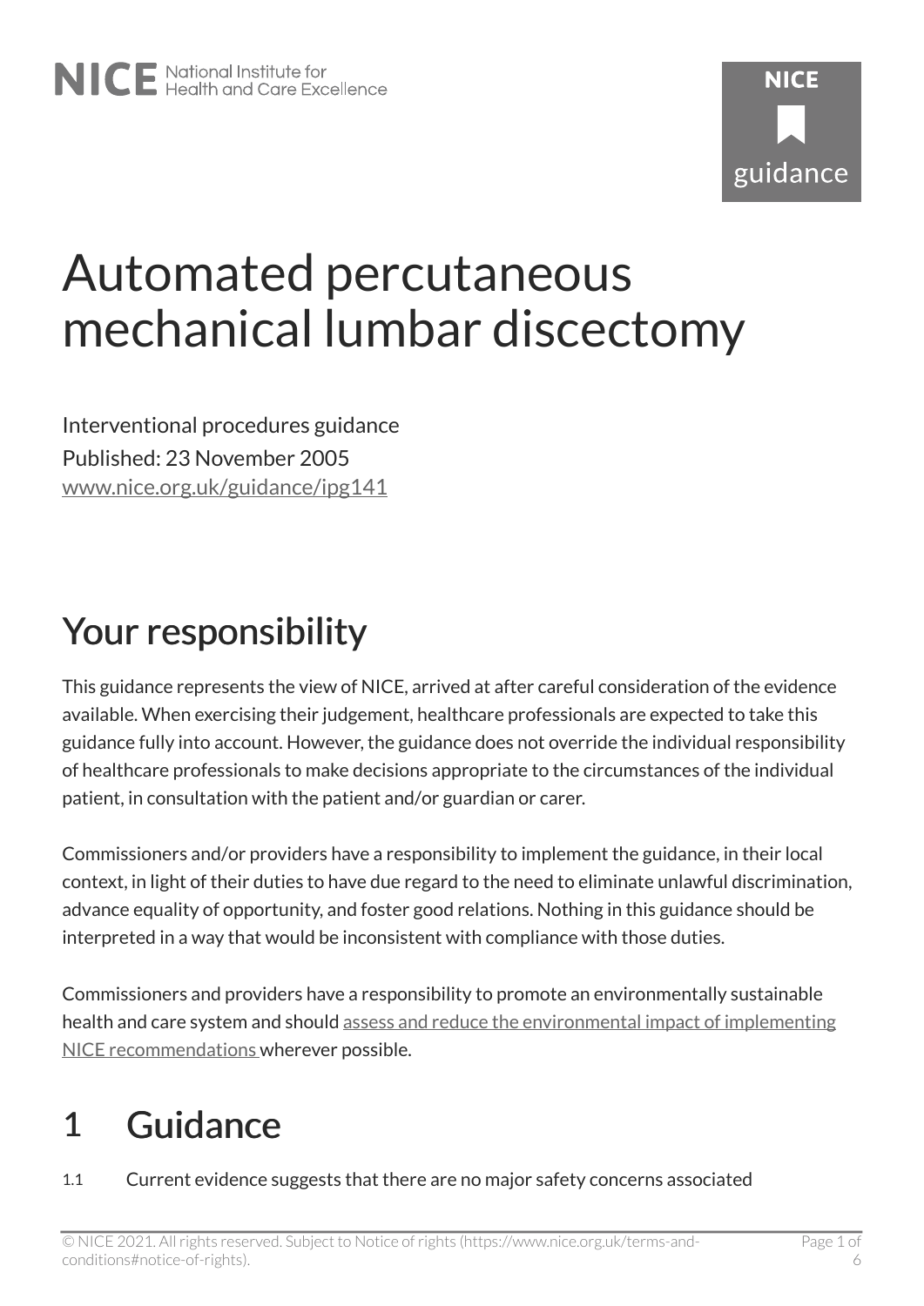# Automated percutaneous mechanical lumbar discectomy

Interventional procedures guidance
Published: 23 November 2005
www.nice.org.uk/guidance/ipg141

## Your responsibility

This guidance represents the view of NICE, arrived at after careful consideration of the evidence available. When exercising their judgement, healthcare professionals are expected to take this guidance fully into account. However, the guidance does not override the individual responsibility of healthcare professionals to make decisions appropriate to the circumstances of the individual patient, in consultation with the patient and/or guardian or carer.

Commissioners and/or providers have a responsibility to implement the guidance, in their local context, in light of their duties to have due regard to the need to eliminate unlawful discrimination, advance equality of opportunity, and foster good relations. Nothing in this guidance should be interpreted in a way that would be inconsistent with compliance with those duties.

Commissioners and providers have a responsibility to promote an environmentally sustainable health and care system and should assess and reduce the environmental impact of implementing NICE recommendations wherever possible.

## 1 Guidance

1.1 Current evidence suggests that there are no major safety concerns associated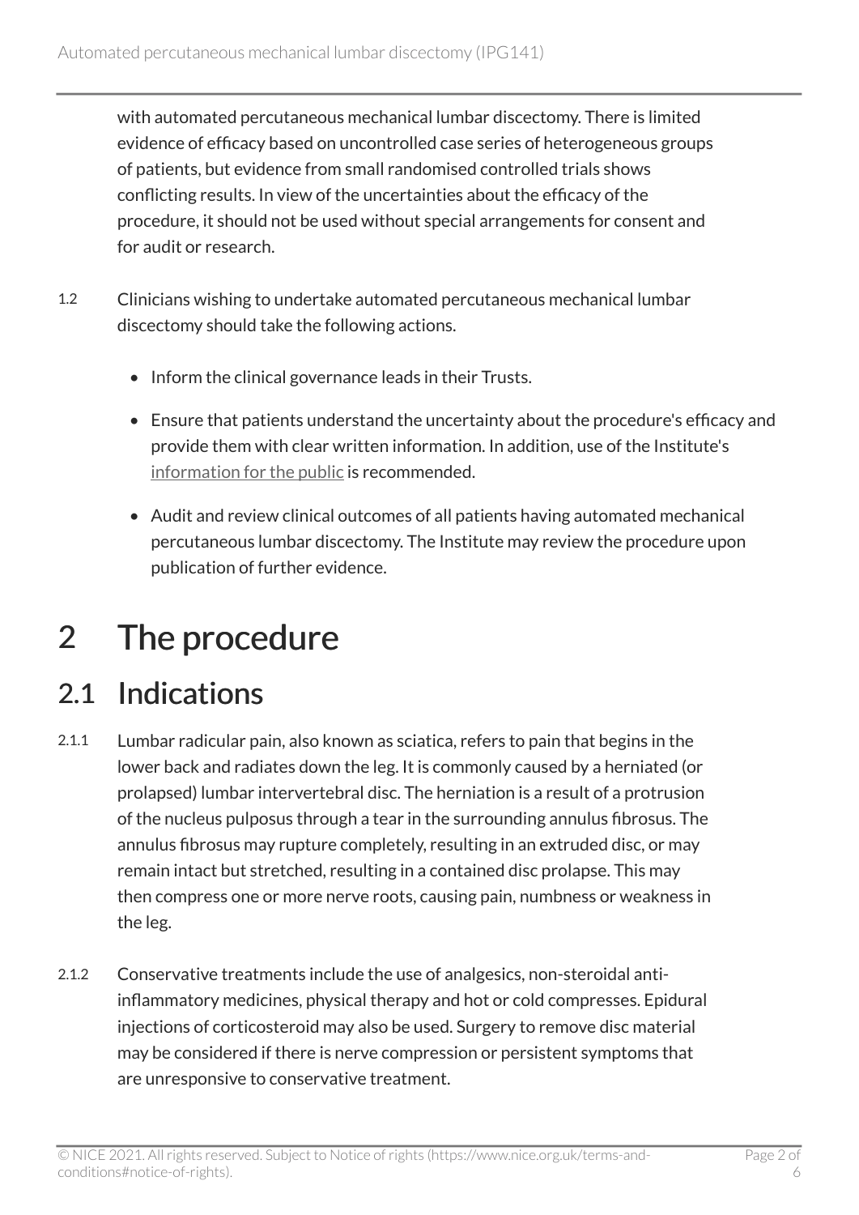with automated percutaneous mechanical lumbar discectomy. There is limited evidence of efficacy based on uncontrolled case series of heterogeneous groups of patients, but evidence from small randomised controlled trials shows conflicting results. In view of the uncertainties about the efficacy of the procedure, it should not be used without special arrangements for consent and for audit or research.

1.2 Clinicians wishing to undertake automated percutaneous mechanical lumbar discectomy should take the following actions.

- Inform the clinical governance leads in their Trusts.
- Ensure that patients understand the uncertainty about the procedure's efficacy and provide them with clear written information. In addition, use of the Institute's information for the public is recommended.
- Audit and review clinical outcomes of all patients having automated mechanical percutaneous lumbar discectomy. The Institute may review the procedure upon publication of further evidence.

# 2 The procedure

## 2.1 Indications

2.1.1 Lumbar radicular pain, also known as sciatica, refers to pain that begins in the lower back and radiates down the leg. It is commonly caused by a herniated (or prolapsed) lumbar intervertebral disc. The herniation is a result of a protrusion of the nucleus pulposus through a tear in the surrounding annulus fibrosus. The annulus fibrosus may rupture completely, resulting in an extruded disc, or may remain intact but stretched, resulting in a contained disc prolapse. This may then compress one or more nerve roots, causing pain, numbness or weakness in the leg.

2.1.2 Conservative treatments include the use of analgesics, non-steroidal anti-inflammatory medicines, physical therapy and hot or cold compresses. Epidural injections of corticosteroid may also be used. Surgery to remove disc material may be considered if there is nerve compression or persistent symptoms that are unresponsive to conservative treatment.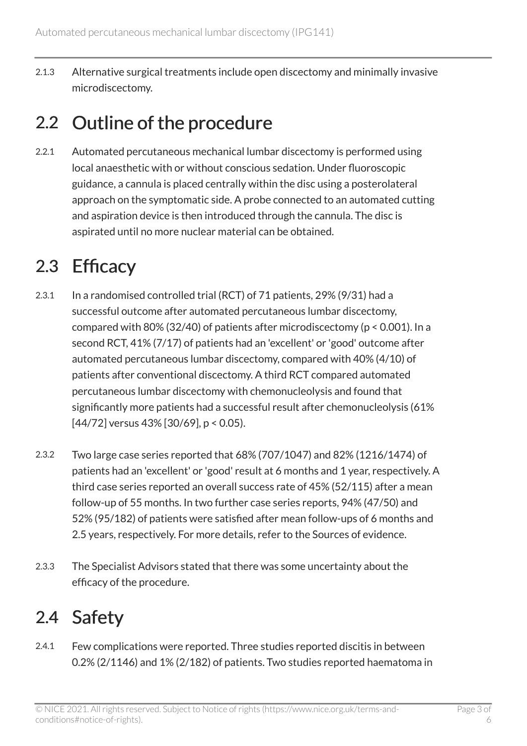2.1.3 Alternative surgical treatments include open discectomy and minimally invasive microdiscectomy.

## 2.2 Outline of the procedure

2.2.1 Automated percutaneous mechanical lumbar discectomy is performed using local anaesthetic with or without conscious sedation. Under fluoroscopic guidance, a cannula is placed centrally within the disc using a posterolateral approach on the symptomatic side. A probe connected to an automated cutting and aspiration device is then introduced through the cannula. The disc is aspirated until no more nuclear material can be obtained.

## 2.3 Efficacy

2.3.1 In a randomised controlled trial (RCT) of 71 patients, 29% (9/31) had a successful outcome after automated percutaneous lumbar discectomy, compared with 80% (32/40) of patients after microdiscectomy ($p < 0.001$). In a second RCT, 41% (7/17) of patients had an 'excellent' or 'good' outcome after automated percutaneous lumbar discectomy, compared with 40% (4/10) of patients after conventional discectomy. A third RCT compared automated percutaneous lumbar discectomy with chemonucleolysis and found that significantly more patients had a successful result after chemonucleolysis (61% [44/72] versus 43% [30/69], $p < 0.05$).

2.3.2 Two large case series reported that 68% (707/1047) and 82% (1216/1474) of patients had an 'excellent' or 'good' result at 6 months and 1 year, respectively. A third case series reported an overall success rate of 45% (52/115) after a mean follow-up of 55 months. In two further case series reports, 94% (47/50) and 52% (95/182) of patients were satisfied after mean follow-ups of 6 months and 2.5 years, respectively. For more details, refer to the Sources of evidence.

2.3.3 The Specialist Advisors stated that there was some uncertainty about the efficacy of the procedure.

## 2.4 Safety

2.4.1 Few complications were reported. Three studies reported discitis in between 0.2% (2/1146) and 1% (2/182) of patients. Two studies reported haematoma in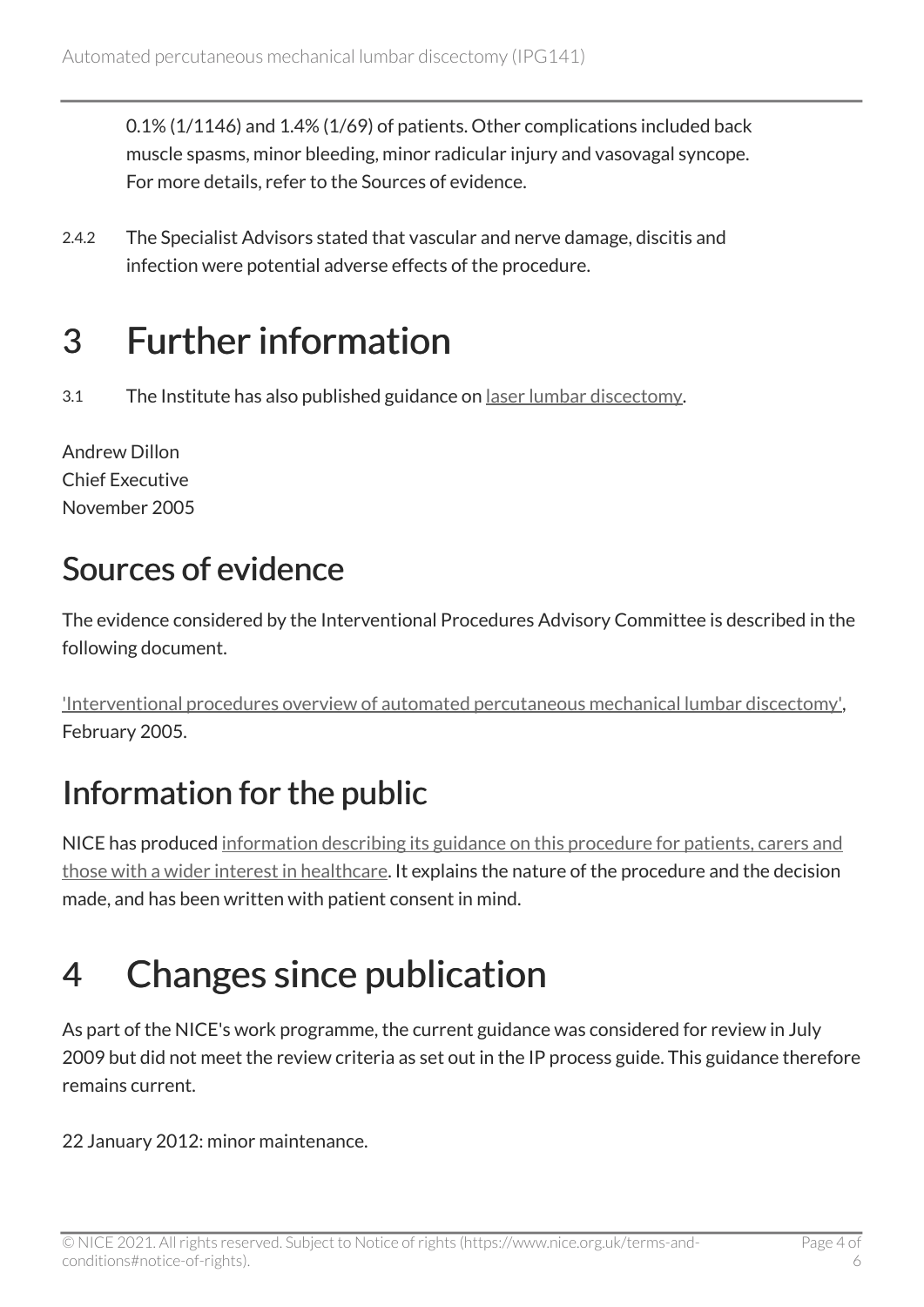0.1% (1/1146) and 1.4% (1/69) of patients. Other complications included back muscle spasms, minor bleeding, minor radicular injury and vasovagal syncope. For more details, refer to the Sources of evidence.

2.4.2 The Specialist Advisors stated that vascular and nerve damage, discitis and infection were potential adverse effects of the procedure.

# 3 Further information

3.1 The Institute has also published guidance on laser lumbar discectomy.

Andrew Dillon
Chief Executive
November 2005

## Sources of evidence

The evidence considered by the Interventional Procedures Advisory Committee is described in the following document.

'Interventional procedures overview of automated percutaneous mechanical lumbar discectomy', February 2005.

## Information for the public

NICE has produced information describing its guidance on this procedure for patients, carers and those with a wider interest in healthcare. It explains the nature of the procedure and the decision made, and has been written with patient consent in mind.

# 4 Changes since publication

As part of the NICE's work programme, the current guidance was considered for review in July 2009 but did not meet the review criteria as set out in the IP process guide. This guidance therefore remains current.

22 January 2012: minor maintenance.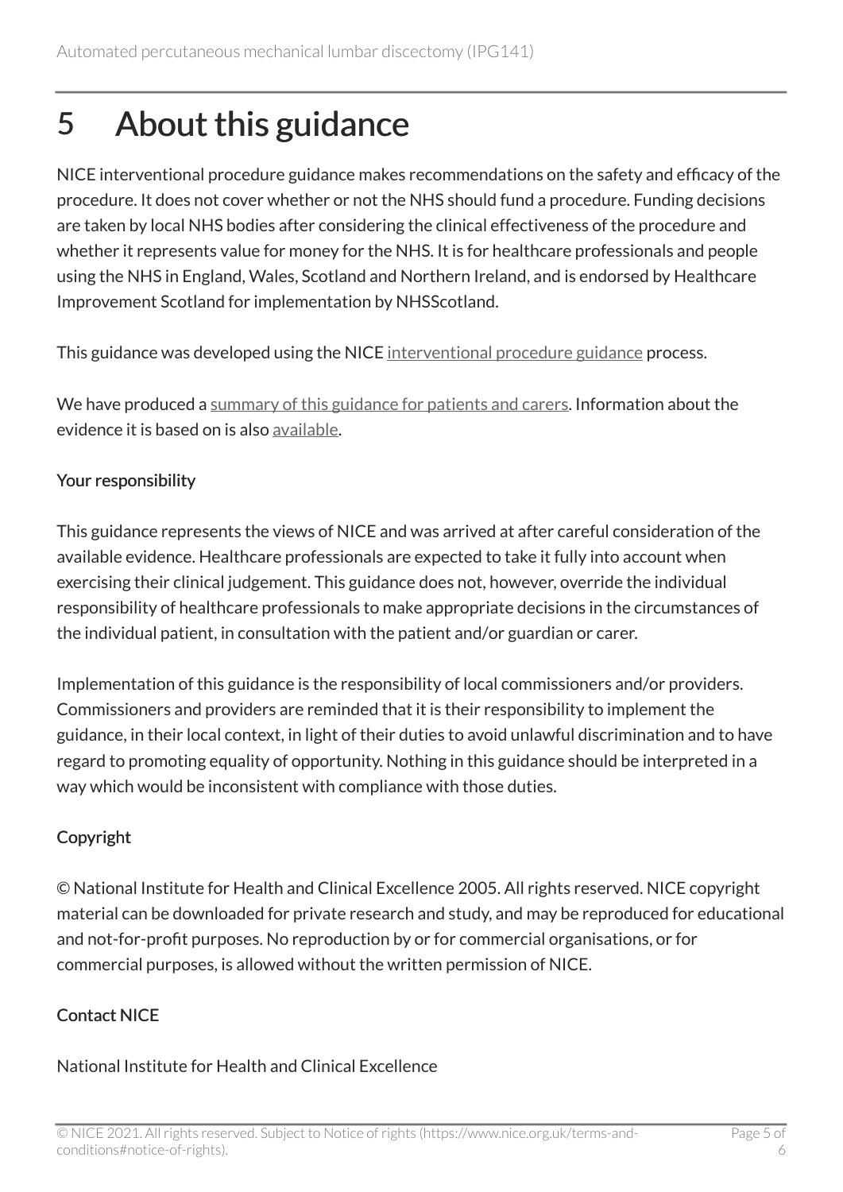# 5 About this guidance

NICE interventional procedure guidance makes recommendations on the safety and efficacy of the procedure. It does not cover whether or not the NHS should fund a procedure. Funding decisions are taken by local NHS bodies after considering the clinical effectiveness of the procedure and whether it represents value for money for the NHS. It is for healthcare professionals and people using the NHS in England, Wales, Scotland and Northern Ireland, and is endorsed by Healthcare Improvement Scotland for implementation by NHSScotland.

This guidance was developed using the NICE interventional procedure guidance process.

We have produced a summary of this guidance for patients and carers. Information about the evidence it is based on is also available.

**Your responsibility**

This guidance represents the views of NICE and was arrived at after careful consideration of the available evidence. Healthcare professionals are expected to take it fully into account when exercising their clinical judgement. This guidance does not, however, override the individual responsibility of healthcare professionals to make appropriate decisions in the circumstances of the individual patient, in consultation with the patient and/or guardian or carer.

Implementation of this guidance is the responsibility of local commissioners and/or providers. Commissioners and providers are reminded that it is their responsibility to implement the guidance, in their local context, in light of their duties to avoid unlawful discrimination and to have regard to promoting equality of opportunity. Nothing in this guidance should be interpreted in a way which would be inconsistent with compliance with those duties.

**Copyright**

© National Institute for Health and Clinical Excellence 2005. All rights reserved. NICE copyright material can be downloaded for private research and study, and may be reproduced for educational and not-for-profit purposes. No reproduction by or for commercial organisations, or for commercial purposes, is allowed without the written permission of NICE.

**Contact NICE**

National Institute for Health and Clinical Excellence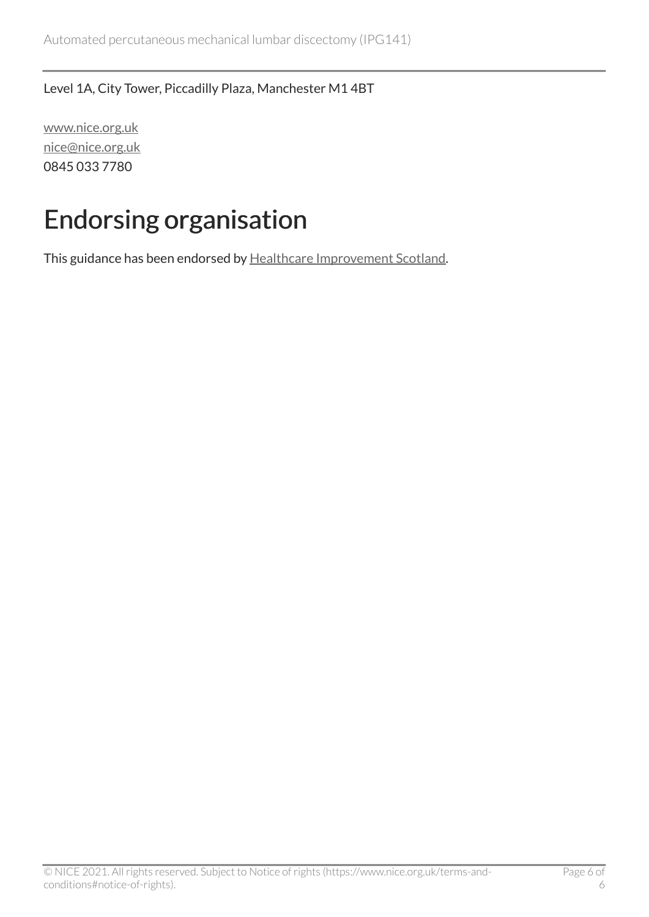Level 1A, City Tower, Piccadilly Plaza, Manchester M1 4BT

www.nice.org.uk
nice@nice.org.uk
0845 033 7780

# Endorsing organisation

This guidance has been endorsed by Healthcare Improvement Scotland.